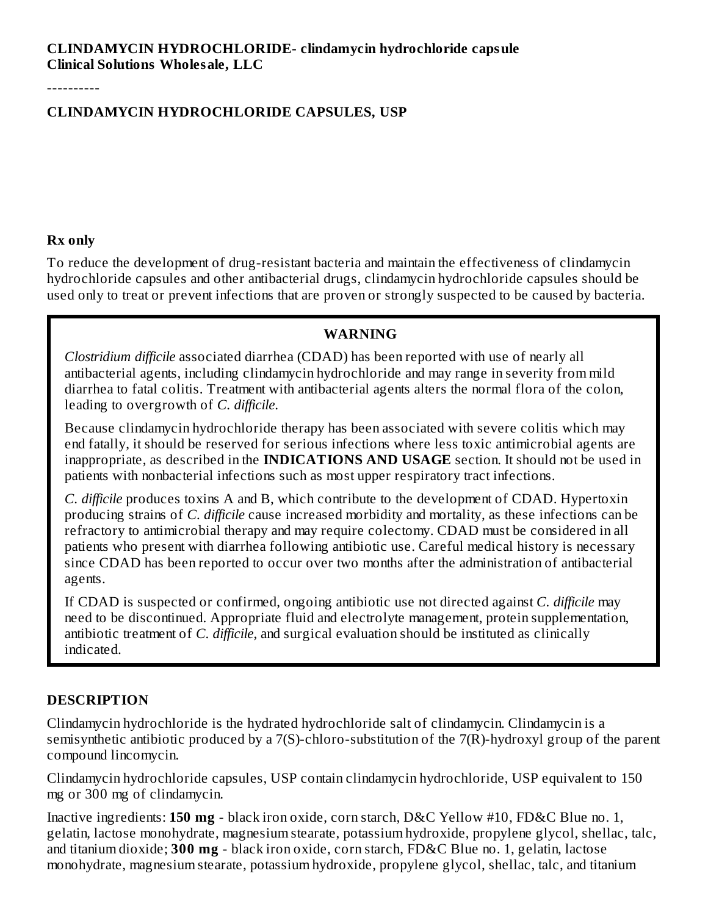**CLINDAMYCIN HYDROCHLORIDE- clindamycin hydrochloride capsule**
**Clinical Solutions Wholesale, LLC**

----------

# CLINDAMYCIN HYDROCHLORIDE CAPSULES, USP

**Rx only**

To reduce the development of drug-resistant bacteria and maintain the effectiveness of clindamycin hydrochloride capsules and other antibacterial drugs, clindamycin hydrochloride capsules should be used only to treat or prevent infections that are proven or strongly suspected to be caused by bacteria.

## WARNING

*Clostridium difficile* associated diarrhea (CDAD) has been reported with use of nearly all antibacterial agents, including clindamycin hydrochloride and may range in severity from mild diarrhea to fatal colitis. Treatment with antibacterial agents alters the normal flora of the colon, leading to overgrowth of *C. difficile*.

Because clindamycin hydrochloride therapy has been associated with severe colitis which may end fatally, it should be reserved for serious infections where less toxic antimicrobial agents are inappropriate, as described in the **INDICATIONS AND USAGE** section. It should not be used in patients with nonbacterial infections such as most upper respiratory tract infections.

*C. difficile* produces toxins A and B, which contribute to the development of CDAD. Hypertoxin producing strains of *C. difficile* cause increased morbidity and mortality, as these infections can be refractory to antimicrobial therapy and may require colectomy. CDAD must be considered in all patients who present with diarrhea following antibiotic use. Careful medical history is necessary since CDAD has been reported to occur over two months after the administration of antibacterial agents.

If CDAD is suspected or confirmed, ongoing antibiotic use not directed against *C. difficile* may need to be discontinued. Appropriate fluid and electrolyte management, protein supplementation, antibiotic treatment of *C. difficile*, and surgical evaluation should be instituted as clinically indicated.

## DESCRIPTION

Clindamycin hydrochloride is the hydrated hydrochloride salt of clindamycin. Clindamycin is a semisynthetic antibiotic produced by a 7(S)-chloro-substitution of the 7(R)-hydroxyl group of the parent compound lincomycin.

Clindamycin hydrochloride capsules, USP contain clindamycin hydrochloride, USP equivalent to 150 mg or 300 mg of clindamycin.

Inactive ingredients: **150 mg** - black iron oxide, corn starch, D&C Yellow #10, FD&C Blue no. 1, gelatin, lactose monohydrate, magnesium stearate, potassium hydroxide, propylene glycol, shellac, talc, and titanium dioxide; **300 mg** - black iron oxide, corn starch, FD&C Blue no. 1, gelatin, lactose monohydrate, magnesium stearate, potassium hydroxide, propylene glycol, shellac, talc, and titanium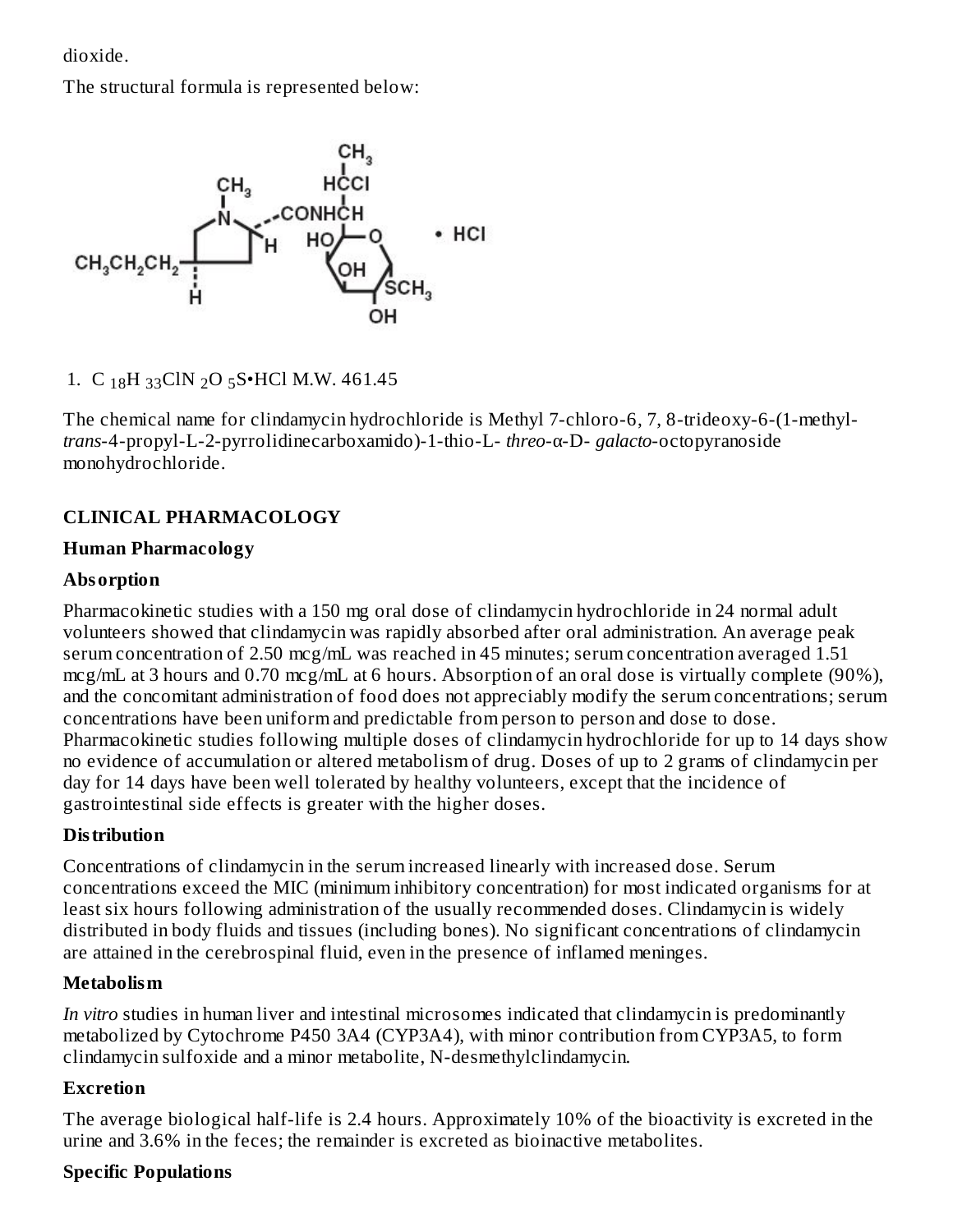dioxide.

The structural formula is represented below:

1. $C_{18}H_{33}ClN_2O_5S \cdot HCl$ M.W. 461.45

The chemical name for clindamycin hydrochloride is Methyl 7-chloro-6, 7, 8-trideoxy-6-(1-methyl-*trans*-4-propyl-L-2-pyrrolidinecarboxamido)-1-thio-L- *threo*-α-D- *galacto*-octopyranoside monohydrochloride.

## CLINICAL PHARMACOLOGY

### Human Pharmacology

#### Absorption

Pharmacokinetic studies with a 150 mg oral dose of clindamycin hydrochloride in 24 normal adult volunteers showed that clindamycin was rapidly absorbed after oral administration. An average peak serum concentration of 2.50 mcg/mL was reached in 45 minutes; serum concentration averaged 1.51 mcg/mL at 3 hours and 0.70 mcg/mL at 6 hours. Absorption of an oral dose is virtually complete (90%), and the concomitant administration of food does not appreciably modify the serum concentrations; serum concentrations have been uniform and predictable from person to person and dose to dose. Pharmacokinetic studies following multiple doses of clindamycin hydrochloride for up to 14 days show no evidence of accumulation or altered metabolism of drug. Doses of up to 2 grams of clindamycin per day for 14 days have been well tolerated by healthy volunteers, except that the incidence of gastrointestinal side effects is greater with the higher doses.

#### Distribution

Concentrations of clindamycin in the serum increased linearly with increased dose. Serum concentrations exceed the MIC (minimum inhibitory concentration) for most indicated organisms for at least six hours following administration of the usually recommended doses. Clindamycin is widely distributed in body fluids and tissues (including bones). No significant concentrations of clindamycin are attained in the cerebrospinal fluid, even in the presence of inflamed meninges.

#### Metabolism

*In vitro* studies in human liver and intestinal microsomes indicated that clindamycin is predominantly metabolized by Cytochrome P450 3A4 (CYP3A4), with minor contribution from CYP3A5, to form clindamycin sulfoxide and a minor metabolite, N-desmethylclindamycin.

#### Excretion

The average biological half-life is 2.4 hours. Approximately 10% of the bioactivity is excreted in the urine and 3.6% in the feces; the remainder is excreted as bioinactive metabolites.

#### Specific Populations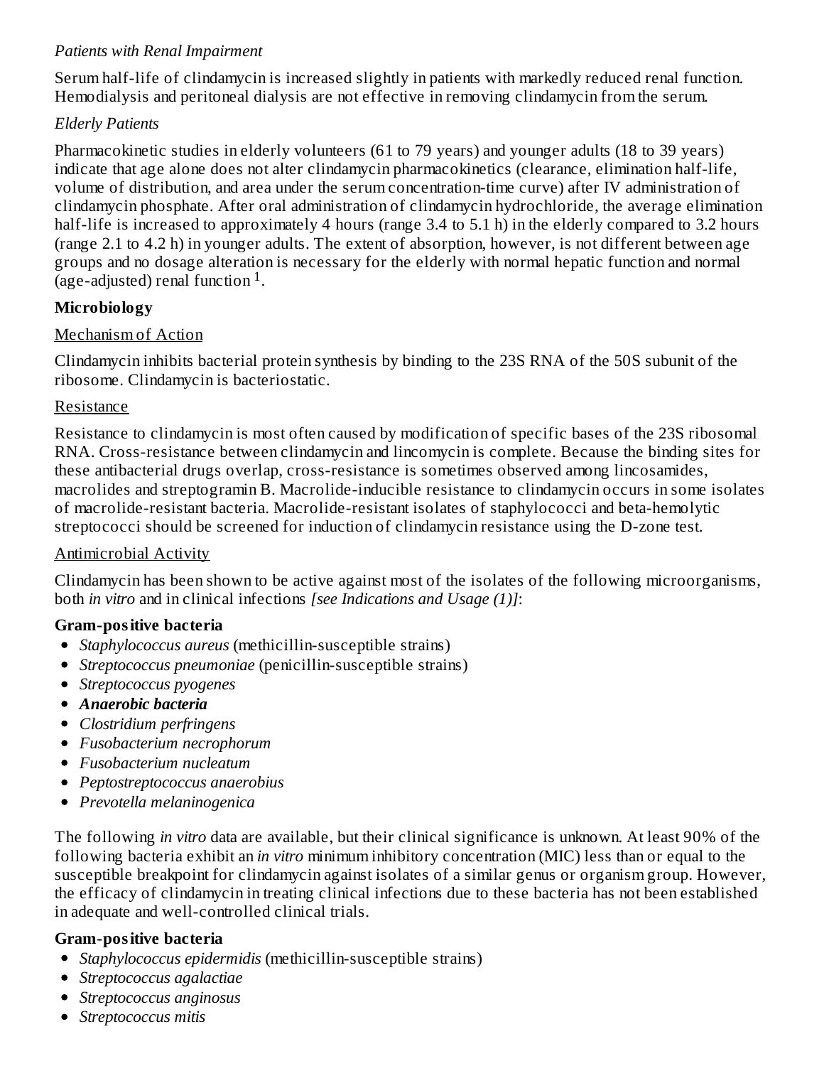*Patients with Renal Impairment*

Serum half-life of clindamycin is increased slightly in patients with markedly reduced renal function. Hemodialysis and peritoneal dialysis are not effective in removing clindamycin from the serum.

*Elderly Patients*

Pharmacokinetic studies in elderly volunteers (61 to 79 years) and younger adults (18 to 39 years) indicate that age alone does not alter clindamycin pharmacokinetics (clearance, elimination half-life, volume of distribution, and area under the serum concentration-time curve) after IV administration of clindamycin phosphate. After oral administration of clindamycin hydrochloride, the average elimination half-life is increased to approximately 4 hours (range 3.4 to 5.1 h) in the elderly compared to 3.2 hours (range 2.1 to 4.2 h) in younger adults. The extent of absorption, however, is not different between age groups and no dosage alteration is necessary for the elderly with normal hepatic function and normal (age-adjusted) renal function [1].

**Microbiology**

Mechanism of Action

Clindamycin inhibits bacterial protein synthesis by binding to the 23S RNA of the 50S subunit of the ribosome. Clindamycin is bacteriostatic.

Resistance

Resistance to clindamycin is most often caused by modification of specific bases of the 23S ribosomal RNA. Cross-resistance between clindamycin and lincomycin is complete. Because the binding sites for these antibacterial drugs overlap, cross-resistance is sometimes observed among lincosamides, macrolides and streptogramin B. Macrolide-inducible resistance to clindamycin occurs in some isolates of macrolide-resistant bacteria. Macrolide-resistant isolates of staphylococci and beta-hemolytic streptococci should be screened for induction of clindamycin resistance using the D-zone test.

Antimicrobial Activity

Clindamycin has been shown to be active against most of the isolates of the following microorganisms, both *in vitro* and in clinical infections *[see Indications and Usage (1)]*:

**Gram-positive bacteria**

- *Staphylococcus aureus* (methicillin-susceptible strains)
- *Streptococcus pneumoniae* (penicillin-susceptible strains)
- *Streptococcus pyogenes*
- ***Anaerobic bacteria***
- *Clostridium perfringens*
- *Fusobacterium necrophorum*
- *Fusobacterium nucleatum*
- *Peptostreptococcus anaerobius*
- *Prevotella melaninogenica*

The following *in vitro* data are available, but their clinical significance is unknown. At least 90% of the following bacteria exhibit an *in vitro* minimum inhibitory concentration (MIC) less than or equal to the susceptible breakpoint for clindamycin against isolates of a similar genus or organism group. However, the efficacy of clindamycin in treating clinical infections due to these bacteria has not been established in adequate and well-controlled clinical trials.

**Gram-positive bacteria**

- *Staphylococcus epidermidis* (methicillin-susceptible strains)
- *Streptococcus agalactiae*
- *Streptococcus anginosus*
- *Streptococcus mitis*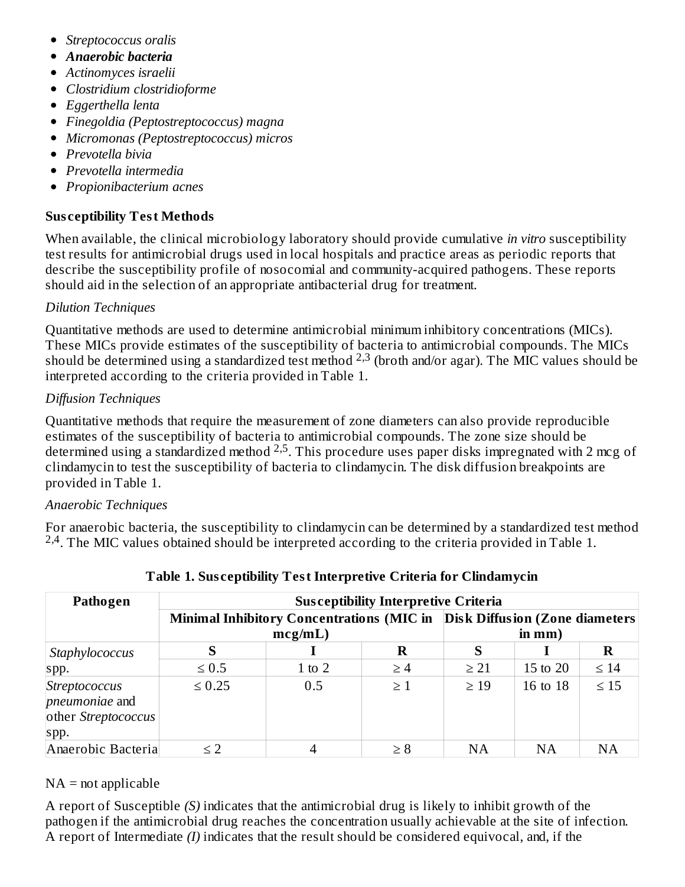- *Streptococcus oralis*
- ***Anaerobic bacteria***
- *Actinomyces israelii*
- *Clostridium clostridioforme*
- *Eggerthella lenta*
- *Finegoldia (Peptostreptococcus) magna*
- *Micromonas (Peptostreptococcus) micros*
- *Prevotella bivia*
- *Prevotella intermedia*
- *Propionibacterium acnes*

**Susceptibility Test Methods**

When available, the clinical microbiology laboratory should provide cumulative *in vitro* susceptibility test results for antimicrobial drugs used in local hospitals and practice areas as periodic reports that describe the susceptibility profile of nosocomial and community-acquired pathogens. These reports should aid in the selection of an appropriate antibacterial drug for treatment.

*Dilution Techniques*

Quantitative methods are used to determine antimicrobial minimum inhibitory concentrations (MICs). These MICs provide estimates of the susceptibility of bacteria to antimicrobial compounds. The MICs should be determined using a standardized test method [2,3] (broth and/or agar). The MIC values should be interpreted according to the criteria provided in Table 1.

*Diffusion Techniques*

Quantitative methods that require the measurement of zone diameters can also provide reproducible estimates of the susceptibility of bacteria to antimicrobial compounds. The zone size should be determined using a standardized method [2,5]. This procedure uses paper disks impregnated with 2 mcg of clindamycin to test the susceptibility of bacteria to clindamycin. The disk diffusion breakpoints are provided in Table 1.

*Anaerobic Techniques*

For anaerobic bacteria, the susceptibility to clindamycin can be determined by a standardized test method [2,4]. The MIC values obtained should be interpreted according to the criteria provided in Table 1.

**Table 1. Susceptibility Test Interpretive Criteria for Clindamycin**

| Pathogen | Susceptibility Interpretive Criteria | | | | | |
|---|---|---|---|---|---|---|
| | Minimal Inhibitory Concentrations (MIC in mcg/mL) | | | Disk Diffusion (Zone diameters in mm) | | |
| | S | I | R | S | I | R |
| *Staphylococcus* spp. | ≤ 0.5 | 1 to 2 | ≥ 4 | ≥ 21 | 15 to 20 | ≤ 14 |
| *Streptococcus pneumoniae* and other *Streptococcus* spp. | ≤ 0.25 | 0.5 | ≥ 1 | ≥ 19 | 16 to 18 | ≤ 15 |
| Anaerobic Bacteria | ≤ 2 | 4 | ≥ 8 | NA | NA | NA |

NA = not applicable

A report of Susceptible *(S)* indicates that the antimicrobial drug is likely to inhibit growth of the pathogen if the antimicrobial drug reaches the concentration usually achievable at the site of infection. A report of Intermediate *(I)* indicates that the result should be considered equivocal, and, if the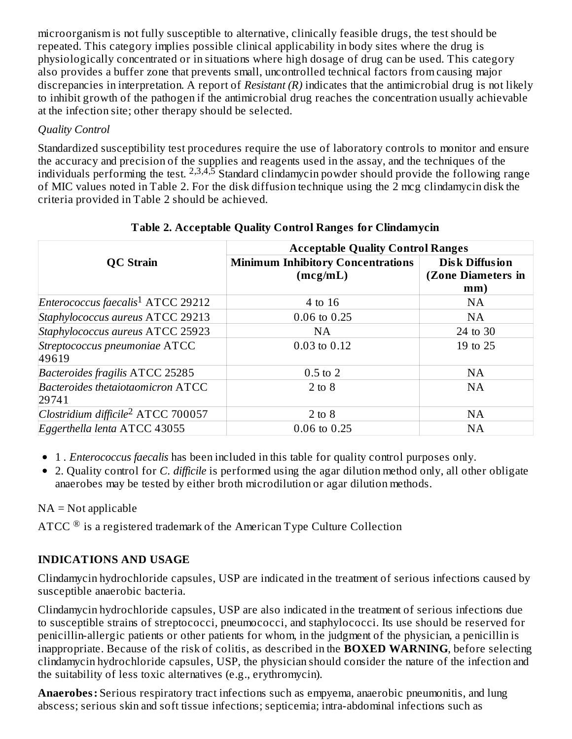microorganism is not fully susceptible to alternative, clinically feasible drugs, the test should be repeated. This category implies possible clinical applicability in body sites where the drug is physiologically concentrated or in situations where high dosage of drug can be used. This category also provides a buffer zone that prevents small, uncontrolled technical factors from causing major discrepancies in interpretation. A report of *Resistant (R)* indicates that the antimicrobial drug is not likely to inhibit growth of the pathogen if the antimicrobial drug reaches the concentration usually achievable at the infection site; other therapy should be selected.

*Quality Control*

Standardized susceptibility test procedures require the use of laboratory controls to monitor and ensure the accuracy and precision of the supplies and reagents used in the assay, and the techniques of the individuals performing the test. [2,3,4,5] Standard clindamycin powder should provide the following range of MIC values noted in Table 2. For the disk diffusion technique using the 2 mcg clindamycin disk the criteria provided in Table 2 should be achieved.

**Table 2. Acceptable Quality Control Ranges for Clindamycin**

| QC Strain | Acceptable Quality Control Ranges | |
|---|---|---|
| | Minimum Inhibitory Concentrations (mcg/mL) | Disk Diffusion (Zone Diameters in mm) |
| *Enterococcus faecalis*[1] ATCC 29212 | 4 to 16 | NA |
| *Staphylococcus aureus* ATCC 29213 | 0.06 to 0.25 | NA |
| *Staphylococcus aureus* ATCC 25923 | NA | 24 to 30 |
| *Streptococcus pneumoniae* ATCC 49619 | 0.03 to 0.12 | 19 to 25 |
| *Bacteroides fragilis* ATCC 25285 | 0.5 to 2 | NA |
| *Bacteroides thetaiotaomicron* ATCC 29741 | 2 to 8 | NA |
| *Clostridium difficile*[2] ATCC 700057 | 2 to 8 | NA |
| *Eggerthella lenta* ATCC 43055 | 0.06 to 0.25 | NA |

- 1 . *Enterococcus faecalis* has been included in this table for quality control purposes only.
- 2. Quality control for *C. difficile* is performed using the agar dilution method only, all other obligate anaerobes may be tested by either broth microdilution or agar dilution methods.

NA = Not applicable

ATCC ® is a registered trademark of the American Type Culture Collection

## INDICATIONS AND USAGE

Clindamycin hydrochloride capsules, USP are indicated in the treatment of serious infections caused by susceptible anaerobic bacteria.

Clindamycin hydrochloride capsules, USP are also indicated in the treatment of serious infections due to susceptible strains of streptococci, pneumococci, and staphylococci. Its use should be reserved for penicillin-allergic patients or other patients for whom, in the judgment of the physician, a penicillin is inappropriate. Because of the risk of colitis, as described in the **BOXED WARNING**, before selecting clindamycin hydrochloride capsules, USP, the physician should consider the nature of the infection and the suitability of less toxic alternatives (e.g., erythromycin).

**Anaerobes:** Serious respiratory tract infections such as empyema, anaerobic pneumonitis, and lung abscess; serious skin and soft tissue infections; septicemia; intra-abdominal infections such as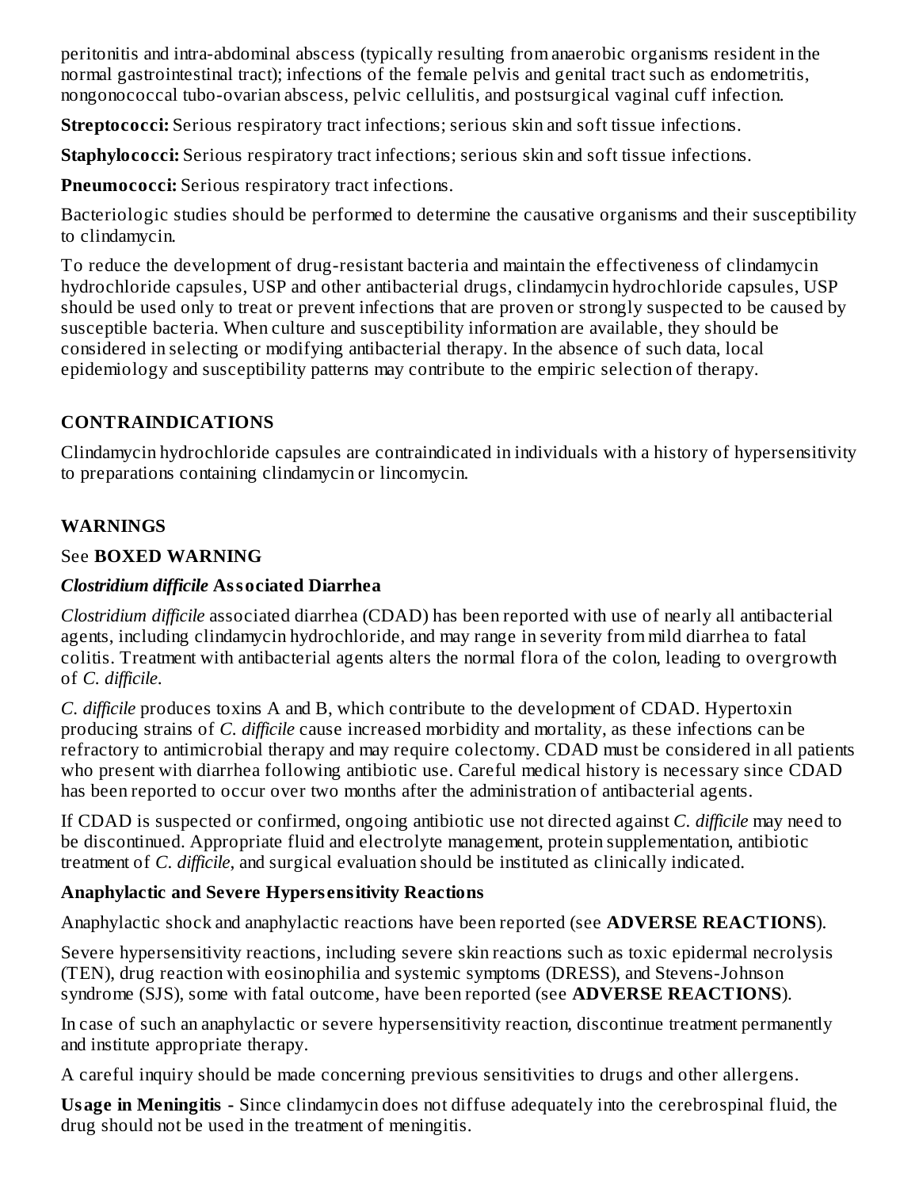peritonitis and intra-abdominal abscess (typically resulting from anaerobic organisms resident in the normal gastrointestinal tract); infections of the female pelvis and genital tract such as endometritis, nongonococcal tubo-ovarian abscess, pelvic cellulitis, and postsurgical vaginal cuff infection.

**Streptococci:** Serious respiratory tract infections; serious skin and soft tissue infections.

**Staphylococci:** Serious respiratory tract infections; serious skin and soft tissue infections.

**Pneumococci:** Serious respiratory tract infections.

Bacteriologic studies should be performed to determine the causative organisms and their susceptibility to clindamycin.

To reduce the development of drug-resistant bacteria and maintain the effectiveness of clindamycin hydrochloride capsules, USP and other antibacterial drugs, clindamycin hydrochloride capsules, USP should be used only to treat or prevent infections that are proven or strongly suspected to be caused by susceptible bacteria. When culture and susceptibility information are available, they should be considered in selecting or modifying antibacterial therapy. In the absence of such data, local epidemiology and susceptibility patterns may contribute to the empiric selection of therapy.

## CONTRAINDICATIONS

Clindamycin hydrochloride capsules are contraindicated in individuals with a history of hypersensitivity to preparations containing clindamycin or lincomycin.

## WARNINGS

See **BOXED WARNING**

### *Clostridium difficile* Associated Diarrhea

*Clostridium difficile* associated diarrhea (CDAD) has been reported with use of nearly all antibacterial agents, including clindamycin hydrochloride, and may range in severity from mild diarrhea to fatal colitis. Treatment with antibacterial agents alters the normal flora of the colon, leading to overgrowth of *C. difficile*.

*C. difficile* produces toxins A and B, which contribute to the development of CDAD. Hypertoxin producing strains of *C. difficile* cause increased morbidity and mortality, as these infections can be refractory to antimicrobial therapy and may require colectomy. CDAD must be considered in all patients who present with diarrhea following antibiotic use. Careful medical history is necessary since CDAD has been reported to occur over two months after the administration of antibacterial agents.

If CDAD is suspected or confirmed, ongoing antibiotic use not directed against *C. difficile* may need to be discontinued. Appropriate fluid and electrolyte management, protein supplementation, antibiotic treatment of *C. difficile*, and surgical evaluation should be instituted as clinically indicated.

### Anaphylactic and Severe Hypersensitivity Reactions

Anaphylactic shock and anaphylactic reactions have been reported (see **ADVERSE REACTIONS**).

Severe hypersensitivity reactions, including severe skin reactions such as toxic epidermal necrolysis (TEN), drug reaction with eosinophilia and systemic symptoms (DRESS), and Stevens-Johnson syndrome (SJS), some with fatal outcome, have been reported (see **ADVERSE REACTIONS**).

In case of such an anaphylactic or severe hypersensitivity reaction, discontinue treatment permanently and institute appropriate therapy.

A careful inquiry should be made concerning previous sensitivities to drugs and other allergens.

**Usage in Meningitis -** Since clindamycin does not diffuse adequately into the cerebrospinal fluid, the drug should not be used in the treatment of meningitis.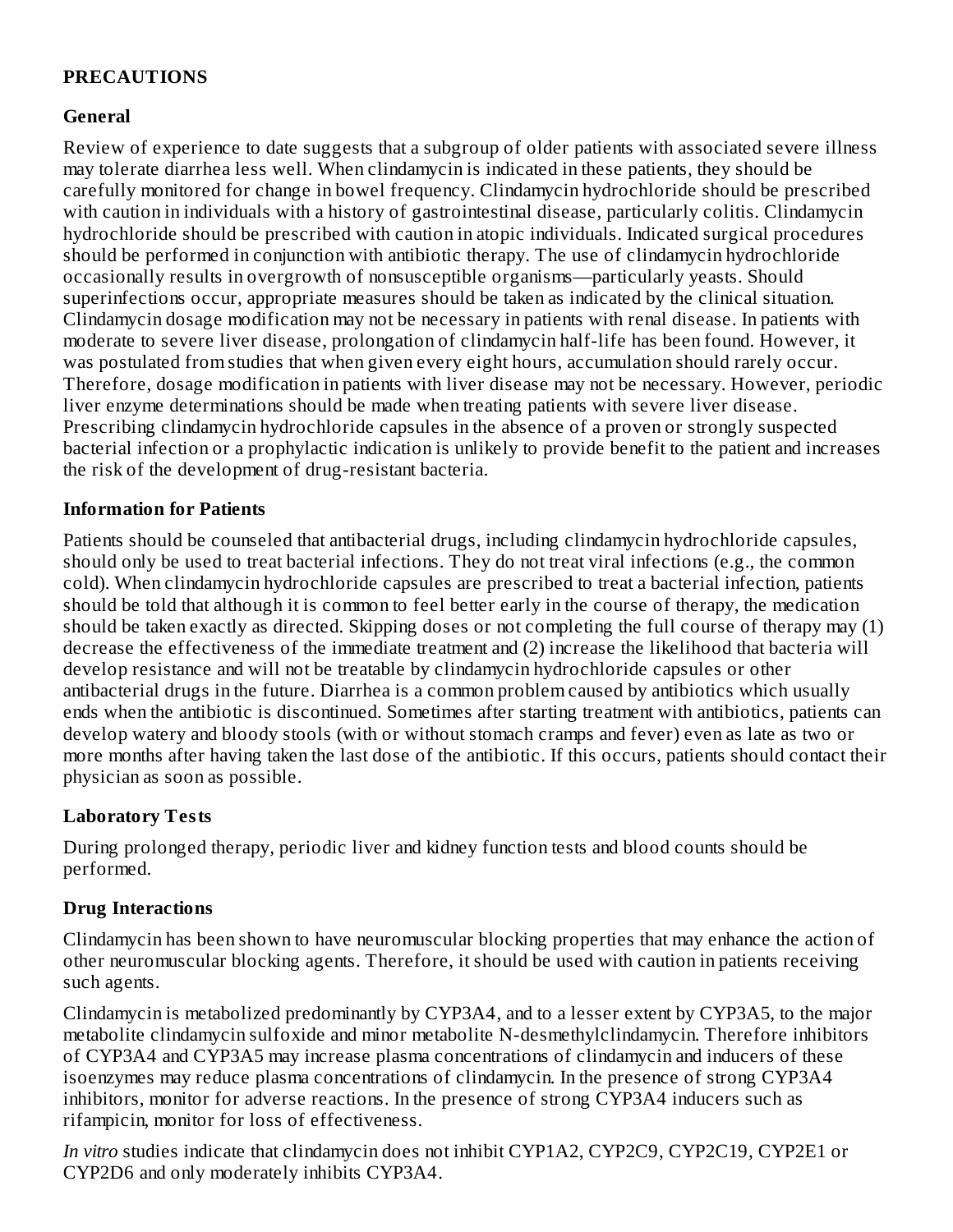## PRECAUTIONS

### General

Review of experience to date suggests that a subgroup of older patients with associated severe illness may tolerate diarrhea less well. When clindamycin is indicated in these patients, they should be carefully monitored for change in bowel frequency. Clindamycin hydrochloride should be prescribed with caution in individuals with a history of gastrointestinal disease, particularly colitis. Clindamycin hydrochloride should be prescribed with caution in atopic individuals. Indicated surgical procedures should be performed in conjunction with antibiotic therapy. The use of clindamycin hydrochloride occasionally results in overgrowth of nonsusceptible organisms—particularly yeasts. Should superinfections occur, appropriate measures should be taken as indicated by the clinical situation. Clindamycin dosage modification may not be necessary in patients with renal disease. In patients with moderate to severe liver disease, prolongation of clindamycin half-life has been found. However, it was postulated from studies that when given every eight hours, accumulation should rarely occur. Therefore, dosage modification in patients with liver disease may not be necessary. However, periodic liver enzyme determinations should be made when treating patients with severe liver disease. Prescribing clindamycin hydrochloride capsules in the absence of a proven or strongly suspected bacterial infection or a prophylactic indication is unlikely to provide benefit to the patient and increases the risk of the development of drug-resistant bacteria.

### Information for Patients

Patients should be counseled that antibacterial drugs, including clindamycin hydrochloride capsules, should only be used to treat bacterial infections. They do not treat viral infections (e.g., the common cold). When clindamycin hydrochloride capsules are prescribed to treat a bacterial infection, patients should be told that although it is common to feel better early in the course of therapy, the medication should be taken exactly as directed. Skipping doses or not completing the full course of therapy may (1) decrease the effectiveness of the immediate treatment and (2) increase the likelihood that bacteria will develop resistance and will not be treatable by clindamycin hydrochloride capsules or other antibacterial drugs in the future. Diarrhea is a common problem caused by antibiotics which usually ends when the antibiotic is discontinued. Sometimes after starting treatment with antibiotics, patients can develop watery and bloody stools (with or without stomach cramps and fever) even as late as two or more months after having taken the last dose of the antibiotic. If this occurs, patients should contact their physician as soon as possible.

### Laboratory Tests

During prolonged therapy, periodic liver and kidney function tests and blood counts should be performed.

### Drug Interactions

Clindamycin has been shown to have neuromuscular blocking properties that may enhance the action of other neuromuscular blocking agents. Therefore, it should be used with caution in patients receiving such agents.

Clindamycin is metabolized predominantly by CYP3A4, and to a lesser extent by CYP3A5, to the major metabolite clindamycin sulfoxide and minor metabolite N-desmethylclindamycin. Therefore inhibitors of CYP3A4 and CYP3A5 may increase plasma concentrations of clindamycin and inducers of these isoenzymes may reduce plasma concentrations of clindamycin. In the presence of strong CYP3A4 inhibitors, monitor for adverse reactions. In the presence of strong CYP3A4 inducers such as rifampicin, monitor for loss of effectiveness.

*In vitro* studies indicate that clindamycin does not inhibit CYP1A2, CYP2C9, CYP2C19, CYP2E1 or CYP2D6 and only moderately inhibits CYP3A4.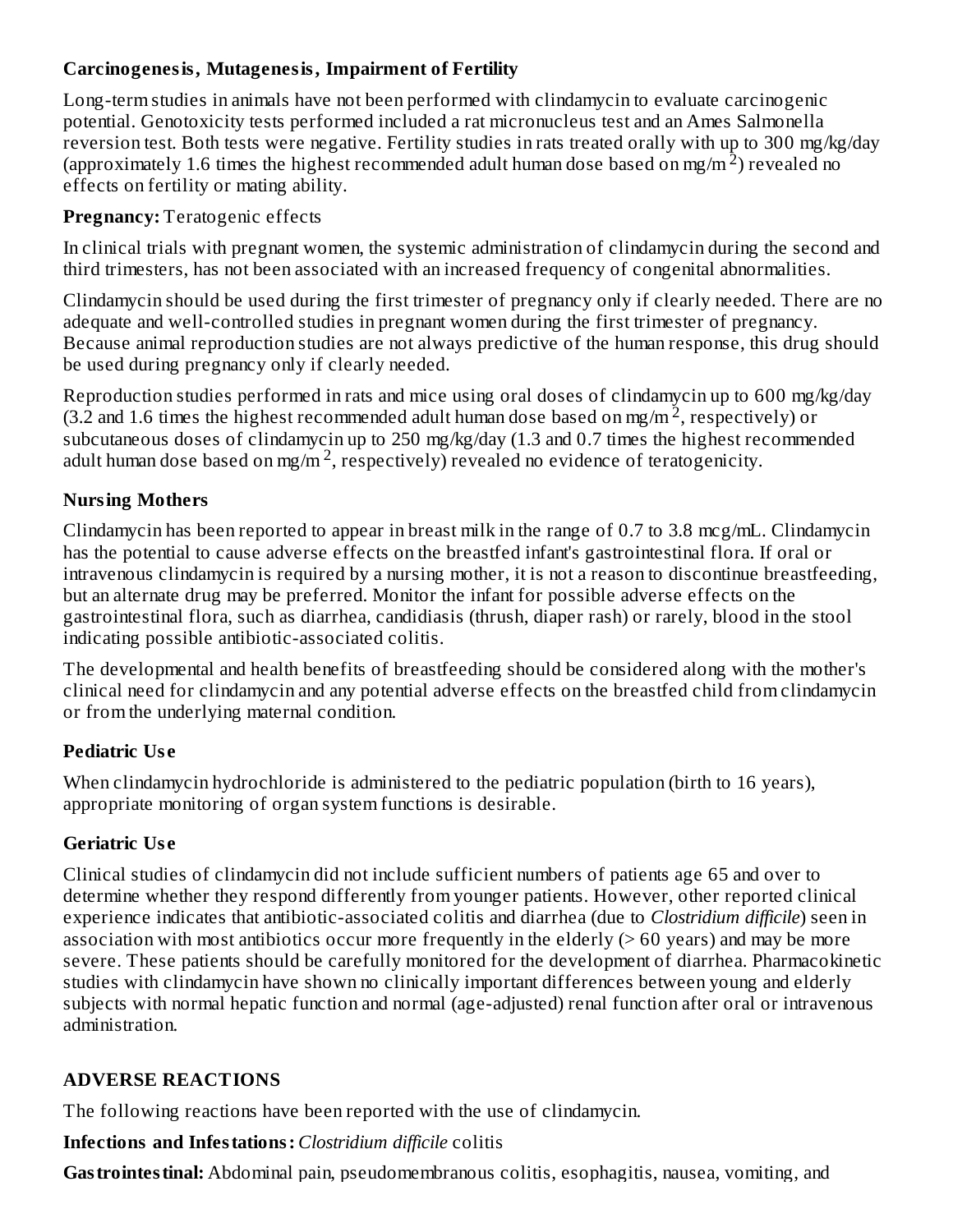**Carcinogenesis, Mutagenesis, Impairment of Fertility**

Long-term studies in animals have not been performed with clindamycin to evaluate carcinogenic potential. Genotoxicity tests performed included a rat micronucleus test and an Ames Salmonella reversion test. Both tests were negative. Fertility studies in rats treated orally with up to 300 mg/kg/day (approximately 1.6 times the highest recommended adult human dose based on mg/m $^2$) revealed no effects on fertility or mating ability.

**Pregnancy:** Teratogenic effects

In clinical trials with pregnant women, the systemic administration of clindamycin during the second and third trimesters, has not been associated with an increased frequency of congenital abnormalities.

Clindamycin should be used during the first trimester of pregnancy only if clearly needed. There are no adequate and well-controlled studies in pregnant women during the first trimester of pregnancy. Because animal reproduction studies are not always predictive of the human response, this drug should be used during pregnancy only if clearly needed.

Reproduction studies performed in rats and mice using oral doses of clindamycin up to 600 mg/kg/day (3.2 and 1.6 times the highest recommended adult human dose based on mg/m $^2$, respectively) or subcutaneous doses of clindamycin up to 250 mg/kg/day (1.3 and 0.7 times the highest recommended adult human dose based on mg/m $^2$, respectively) revealed no evidence of teratogenicity.

**Nursing Mothers**

Clindamycin has been reported to appear in breast milk in the range of 0.7 to 3.8 mcg/mL. Clindamycin has the potential to cause adverse effects on the breastfed infant's gastrointestinal flora. If oral or intravenous clindamycin is required by a nursing mother, it is not a reason to discontinue breastfeeding, but an alternate drug may be preferred. Monitor the infant for possible adverse effects on the gastrointestinal flora, such as diarrhea, candidiasis (thrush, diaper rash) or rarely, blood in the stool indicating possible antibiotic-associated colitis.

The developmental and health benefits of breastfeeding should be considered along with the mother's clinical need for clindamycin and any potential adverse effects on the breastfed child from clindamycin or from the underlying maternal condition.

**Pediatric Use**

When clindamycin hydrochloride is administered to the pediatric population (birth to 16 years), appropriate monitoring of organ system functions is desirable.

**Geriatric Use**

Clinical studies of clindamycin did not include sufficient numbers of patients age 65 and over to determine whether they respond differently from younger patients. However, other reported clinical experience indicates that antibiotic-associated colitis and diarrhea (due to *Clostridium difficile*) seen in association with most antibiotics occur more frequently in the elderly (> 60 years) and may be more severe. These patients should be carefully monitored for the development of diarrhea. Pharmacokinetic studies with clindamycin have shown no clinically important differences between young and elderly subjects with normal hepatic function and normal (age-adjusted) renal function after oral or intravenous administration.

## ADVERSE REACTIONS

The following reactions have been reported with the use of clindamycin.

**Infections and Infestations:** *Clostridium difficile* colitis

**Gastrointestinal:** Abdominal pain, pseudomembranous colitis, esophagitis, nausea, vomiting, and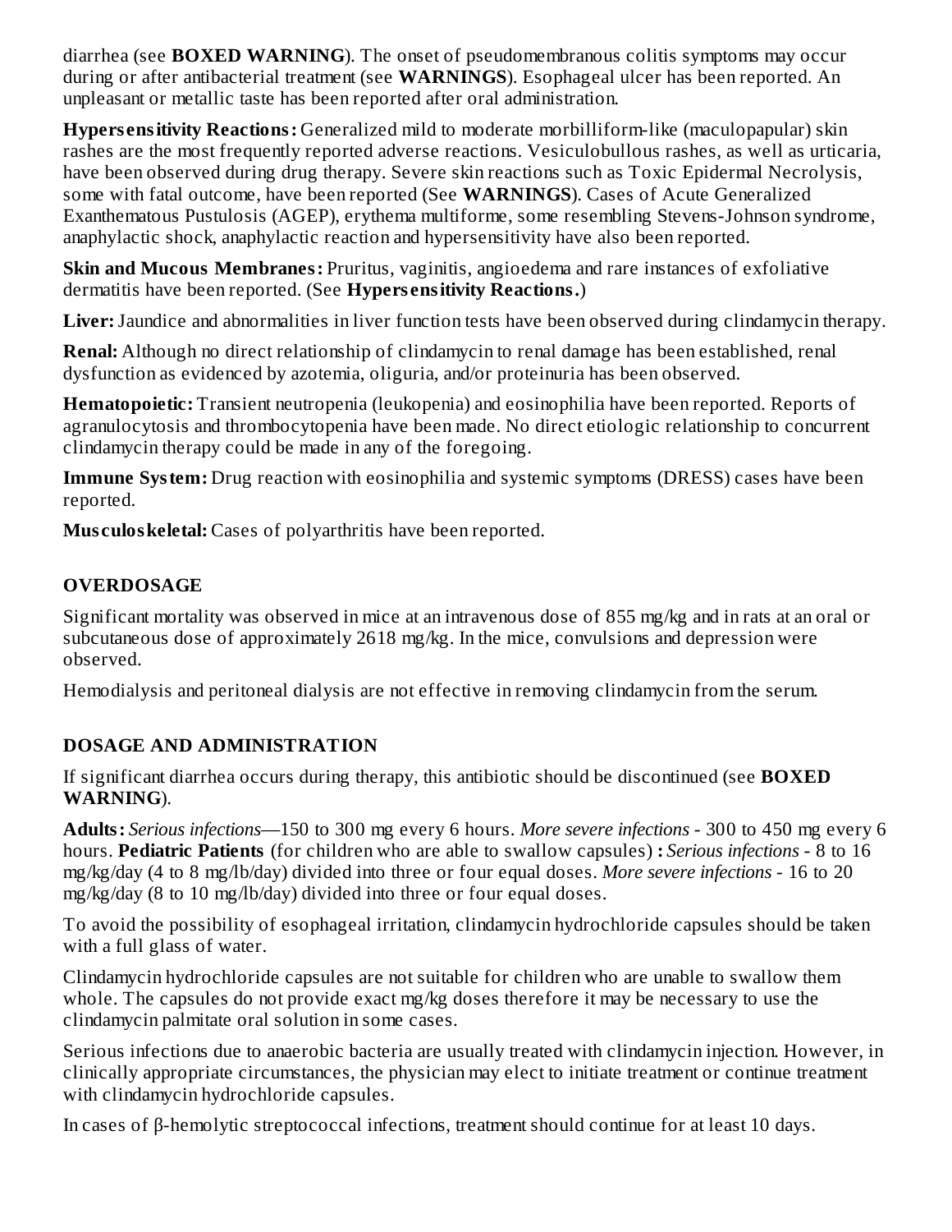diarrhea (see **BOXED WARNING**). The onset of pseudomembranous colitis symptoms may occur during or after antibacterial treatment (see **WARNINGS**). Esophageal ulcer has been reported. An unpleasant or metallic taste has been reported after oral administration.

**Hypersensitivity Reactions:** Generalized mild to moderate morbilliform-like (maculopapular) skin rashes are the most frequently reported adverse reactions. Vesiculobullous rashes, as well as urticaria, have been observed during drug therapy. Severe skin reactions such as Toxic Epidermal Necrolysis, some with fatal outcome, have been reported (See **WARNINGS**). Cases of Acute Generalized Exanthematous Pustulosis (AGEP), erythema multiforme, some resembling Stevens-Johnson syndrome, anaphylactic shock, anaphylactic reaction and hypersensitivity have also been reported.

**Skin and Mucous Membranes:** Pruritus, vaginitis, angioedema and rare instances of exfoliative dermatitis have been reported. (See **Hypersensitivity Reactions.**)

**Liver:** Jaundice and abnormalities in liver function tests have been observed during clindamycin therapy.

**Renal:** Although no direct relationship of clindamycin to renal damage has been established, renal dysfunction as evidenced by azotemia, oliguria, and/or proteinuria has been observed.

**Hematopoietic:** Transient neutropenia (leukopenia) and eosinophilia have been reported. Reports of agranulocytosis and thrombocytopenia have been made. No direct etiologic relationship to concurrent clindamycin therapy could be made in any of the foregoing.

**Immune System:** Drug reaction with eosinophilia and systemic symptoms (DRESS) cases have been reported.

**Musculoskeletal:** Cases of polyarthritis have been reported.

## OVERDOSAGE

Significant mortality was observed in mice at an intravenous dose of 855 mg/kg and in rats at an oral or subcutaneous dose of approximately 2618 mg/kg. In the mice, convulsions and depression were observed.

Hemodialysis and peritoneal dialysis are not effective in removing clindamycin from the serum.

## DOSAGE AND ADMINISTRATION

If significant diarrhea occurs during therapy, this antibiotic should be discontinued (see **BOXED WARNING**).

**Adults:** *Serious infections*—150 to 300 mg every 6 hours. *More severe infections* - 300 to 450 mg every 6 hours. **Pediatric Patients** (for children who are able to swallow capsules) **:** *Serious infections* - 8 to 16 mg/kg/day (4 to 8 mg/lb/day) divided into three or four equal doses. *More severe infections* - 16 to 20 mg/kg/day (8 to 10 mg/lb/day) divided into three or four equal doses.

To avoid the possibility of esophageal irritation, clindamycin hydrochloride capsules should be taken with a full glass of water.

Clindamycin hydrochloride capsules are not suitable for children who are unable to swallow them whole. The capsules do not provide exact mg/kg doses therefore it may be necessary to use the clindamycin palmitate oral solution in some cases.

Serious infections due to anaerobic bacteria are usually treated with clindamycin injection. However, in clinically appropriate circumstances, the physician may elect to initiate treatment or continue treatment with clindamycin hydrochloride capsules.

In cases of β-hemolytic streptococcal infections, treatment should continue for at least 10 days.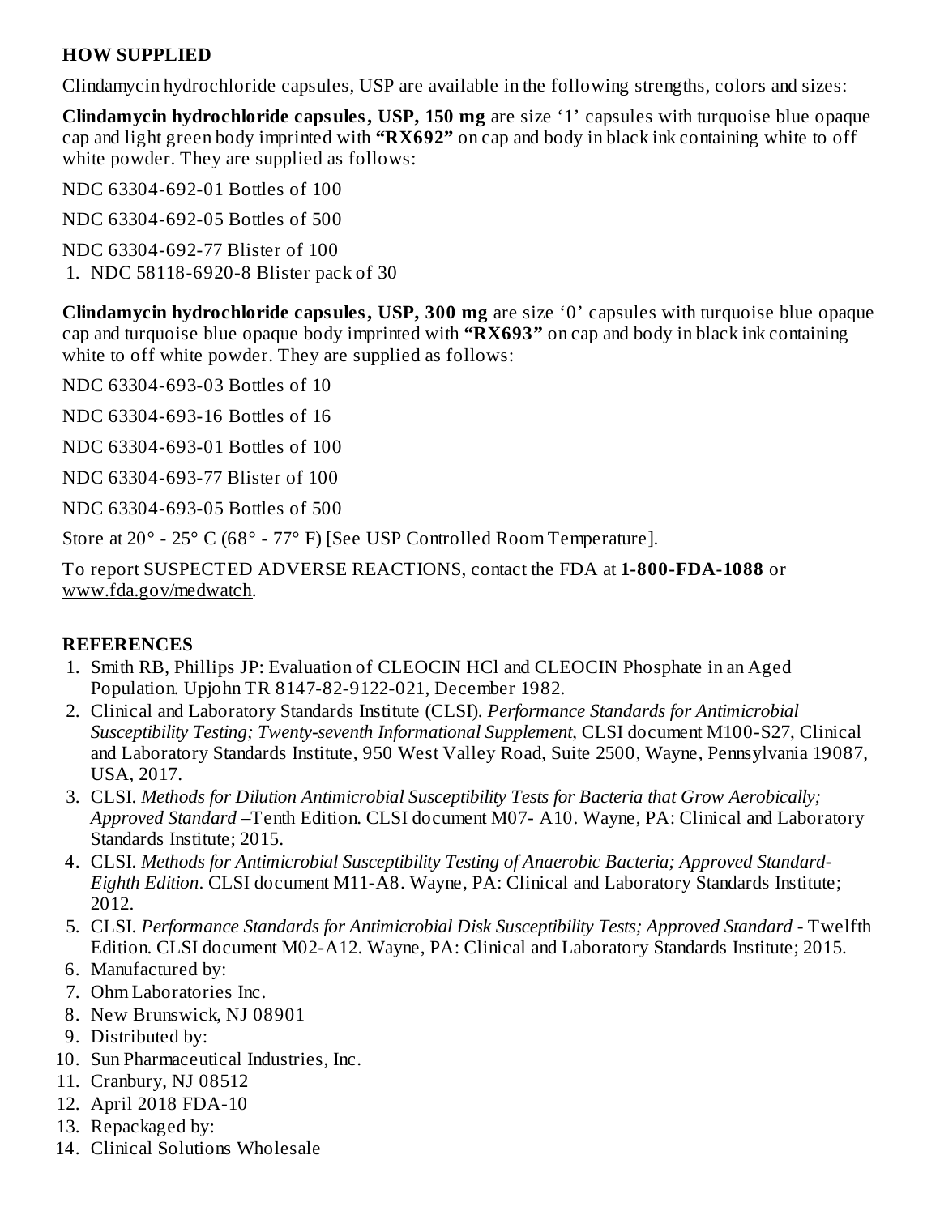## HOW SUPPLIED

Clindamycin hydrochloride capsules, USP are available in the following strengths, colors and sizes:

**Clindamycin hydrochloride capsules, USP, 150 mg** are size '1' capsules with turquoise blue opaque cap and light green body imprinted with **"RX692"** on cap and body in black ink containing white to off white powder. They are supplied as follows:

NDC 63304-692-01 Bottles of 100

NDC 63304-692-05 Bottles of 500

NDC 63304-692-77 Blister of 100

1. NDC 58118-6920-8 Blister pack of 30

**Clindamycin hydrochloride capsules, USP, 300 mg** are size '0' capsules with turquoise blue opaque cap and turquoise blue opaque body imprinted with **"RX693"** on cap and body in black ink containing white to off white powder. They are supplied as follows:

NDC 63304-693-03 Bottles of 10

NDC 63304-693-16 Bottles of 16

NDC 63304-693-01 Bottles of 100

NDC 63304-693-77 Blister of 100

NDC 63304-693-05 Bottles of 500

Store at 20° - 25° C (68° - 77° F) [See USP Controlled Room Temperature].

To report SUSPECTED ADVERSE REACTIONS, contact the FDA at **1-800-FDA-1088** or www.fda.gov/medwatch.

## REFERENCES

1. Smith RB, Phillips JP: Evaluation of CLEOCIN HCl and CLEOCIN Phosphate in an Aged Population. Upjohn TR 8147-82-9122-021, December 1982.
2. Clinical and Laboratory Standards Institute (CLSI). *Performance Standards for Antimicrobial Susceptibility Testing; Twenty-seventh Informational Supplement*, CLSI document M100-S27, Clinical and Laboratory Standards Institute, 950 West Valley Road, Suite 2500, Wayne, Pennsylvania 19087, USA, 2017.
3. CLSI. *Methods for Dilution Antimicrobial Susceptibility Tests for Bacteria that Grow Aerobically; Approved Standard* –Tenth Edition. CLSI document M07- A10. Wayne, PA: Clinical and Laboratory Standards Institute; 2015.
4. CLSI. *Methods for Antimicrobial Susceptibility Testing of Anaerobic Bacteria; Approved Standard-Eighth Edition*. CLSI document M11-A8. Wayne, PA: Clinical and Laboratory Standards Institute; 2012.
5. CLSI. *Performance Standards for Antimicrobial Disk Susceptibility Tests; Approved Standard* - Twelfth Edition. CLSI document M02-A12. Wayne, PA: Clinical and Laboratory Standards Institute; 2015.
6. Manufactured by:
7. Ohm Laboratories Inc.
8. New Brunswick, NJ 08901
9. Distributed by:
10. Sun Pharmaceutical Industries, Inc.
11. Cranbury, NJ 08512
12. April 2018 FDA-10
13. Repackaged by:
14. Clinical Solutions Wholesale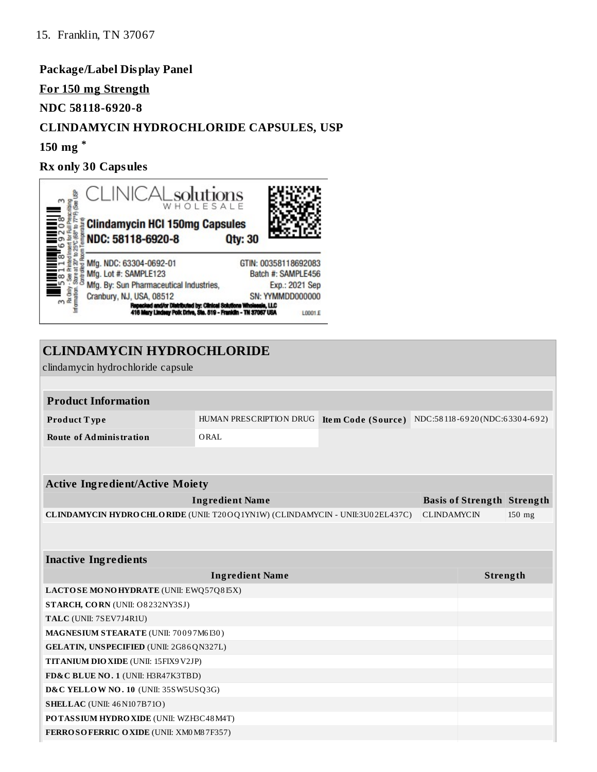15. Franklin, TN 37067

**Package/Label Display Panel**

**For 150 mg Strength**

**NDC 58118-6920-8**

**CLINDAMYCIN HYDROCHLORIDE CAPSULES, USP**

**150 mg ***

**Rx only 30 Capsules**

CLINICAL solutions WHOLESALE

Clindamycin HCl 150mg Capsules

NDC: 58118-6920-8 Qty: 30

Mfg. NDC: 63304-0692-01 GTIN: 00358118692083

Mfg. Lot #: SAMPLE123 Batch #: SAMPLE456

Mfg. By: Sun Pharmaceutical Industries, Exp.: 2021 Sep

Cranbury, NJ, USA, 08512 SN: YYMMDD000000

Repacked and/or Distributed by: Clinical Solutions Wholesale, LLC

416 Mary Lindsay Polk Drive, Ste. 519 - Franklin - TN 37067 USA L0001.E

Rx Only - See Printed Insert for Full Prescribing Information. Store at 20° to 25°C (68° to 77°F) (See USP Controlled Room Temperature)

3 58118 69208 3

## CLINDAMYCIN HYDROCHLORIDE

clindamycin hydrochloride capsule

| Product Information | | | |
|---|---|---|---|
| Product Type | HUMAN PRESCRIPTION DRUG | Item Code (Source) | NDC:58118-6920(NDC:63304-692) |
| Route of Administration | ORAL | | |

| Active Ingredient/Active Moiety | | |
|---|---|---|
| Ingredient Name | Basis of Strength | Strength |
| CLINDAMYCIN HYDROCHLORIDE (UNII: T20OQ1YN1W) (CLINDAMYCIN - UNII:3U02EL437C) | CLINDAMYCIN | 150 mg |

| Inactive Ingredients | |
|---|---|
| Ingredient Name | Strength |
| LACTOSE MONOHYDRATE (UNII: EWQ57Q8I5X) | |
| STARCH, CORN (UNII: O8232NY3SJ) | |
| TALC (UNII: 7SEV7J4R1U) | |
| MAGNESIUM STEARATE (UNII: 70097M6I30) | |
| GELATIN, UNSPECIFIED (UNII: 2G86QN327L) | |
| TITANIUM DIOXIDE (UNII: 15FIX9V2JP) | |
| FD&C BLUE NO. 1 (UNII: H3R47K3TBD) | |
| D&C YELLOW NO. 10 (UNII: 35SW5USQ3G) | |
| SHELLAC (UNII: 46N107B71O) | |
| POTASSIUM HYDROXIDE (UNII: WZH3C48M4T) | |
| FERROSOFERRIC OXIDE (UNII: XM0M87F357) | |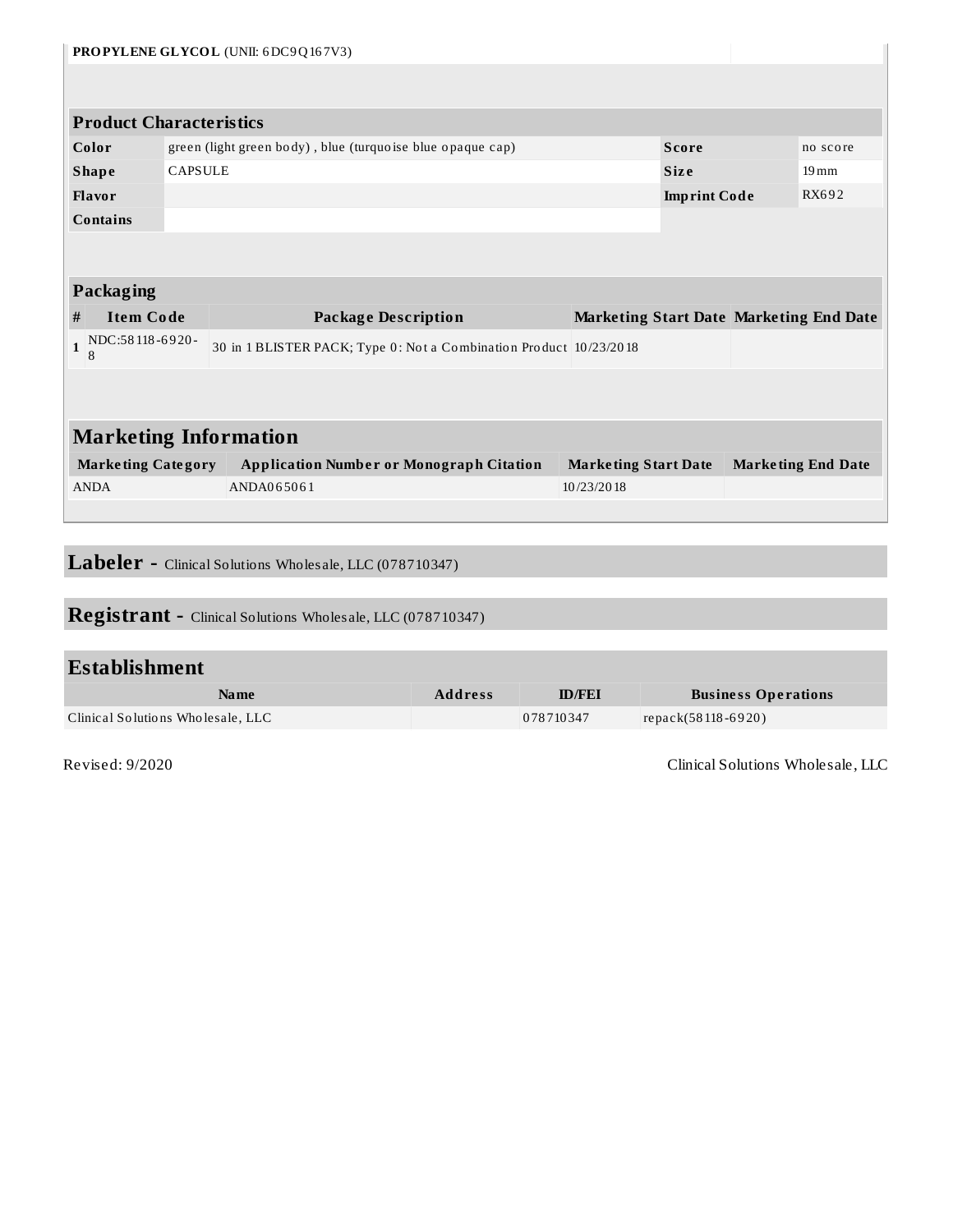| | |
|---|---|
| **PROPYLENE GLYCOL** (UNII: 6DC9Q167V3) | |

**Product Characteristics**

| | | | |
|---|---|---|---|
| **Color** | green (light green body) , blue (turquoise blue opaque cap) | **Score** | no score |
| **Shape** | CAPSULE | **Size** | 19mm |
| **Flavor** | | **Imprint Code** | RX692 |
| **Contains** | | | |

**Packaging**

| # | Item Code | Package Description | Marketing Start Date | Marketing End Date |
|---|---|---|---|---|
| 1 | NDC:58118-6920-8 | 30 in 1 BLISTER PACK; Type 0: Not a Combination Product | 10/23/2018 | |

## Marketing Information

| Marketing Category | Application Number or Monograph Citation | Marketing Start Date | Marketing End Date |
|---|---|---|---|
| ANDA | ANDA065061 | 10/23/2018 | |

## Labeler - Clinical Solutions Wholesale, LLC (078710347)

## Registrant - Clinical Solutions Wholesale, LLC (078710347)

## Establishment

| Name | Address | ID/FEI | Business Operations |
|---|---|---|---|
| Clinical Solutions Wholesale, LLC | | 078710347 | repack(58118-6920) |

Revised: 9/2020

Clinical Solutions Wholesale, LLC